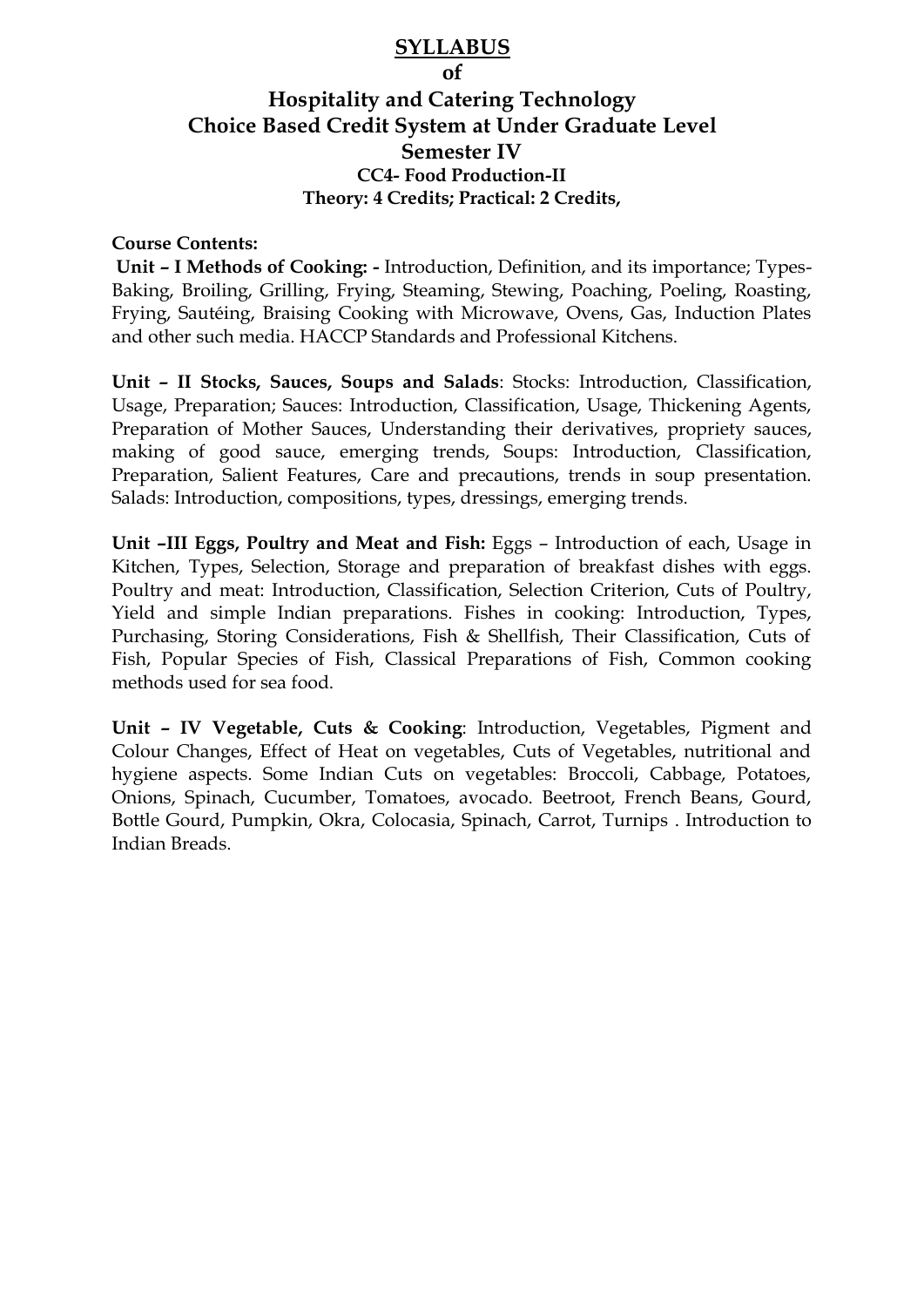# SYLLABUS

## of

## Hospitality and Catering Technology
## Choice Based Credit System at Under Graduate Level
## Semester IV

### CC4- Food Production-II

**Theory: 4 Credits; Practical: 2 Credits,**

**Course Contents:**

**Unit – I Methods of Cooking: -** Introduction, Definition, and its importance; Types- Baking, Broiling, Grilling, Frying, Steaming, Stewing, Poaching, Poeling, Roasting, Frying, Sautéing, Braising Cooking with Microwave, Ovens, Gas, Induction Plates and other such media. HACCP Standards and Professional Kitchens.

**Unit – II Stocks, Sauces, Soups and Salads**: Stocks: Introduction, Classification, Usage, Preparation; Sauces: Introduction, Classification, Usage, Thickening Agents, Preparation of Mother Sauces, Understanding their derivatives, propriety sauces, making of good sauce, emerging trends, Soups: Introduction, Classification, Preparation, Salient Features, Care and precautions, trends in soup presentation. Salads: Introduction, compositions, types, dressings, emerging trends.

**Unit –III Eggs, Poultry and Meat and Fish:** Eggs – Introduction of each, Usage in Kitchen, Types, Selection, Storage and preparation of breakfast dishes with eggs. Poultry and meat: Introduction, Classification, Selection Criterion, Cuts of Poultry, Yield and simple Indian preparations. Fishes in cooking: Introduction, Types, Purchasing, Storing Considerations, Fish & Shellfish, Their Classification, Cuts of Fish, Popular Species of Fish, Classical Preparations of Fish, Common cooking methods used for sea food.

**Unit – IV Vegetable, Cuts & Cooking**: Introduction, Vegetables, Pigment and Colour Changes, Effect of Heat on vegetables, Cuts of Vegetables, nutritional and hygiene aspects. Some Indian Cuts on vegetables: Broccoli, Cabbage, Potatoes, Onions, Spinach, Cucumber, Tomatoes, avocado. Beetroot, French Beans, Gourd, Bottle Gourd, Pumpkin, Okra, Colocasia, Spinach, Carrot, Turnips . Introduction to Indian Breads.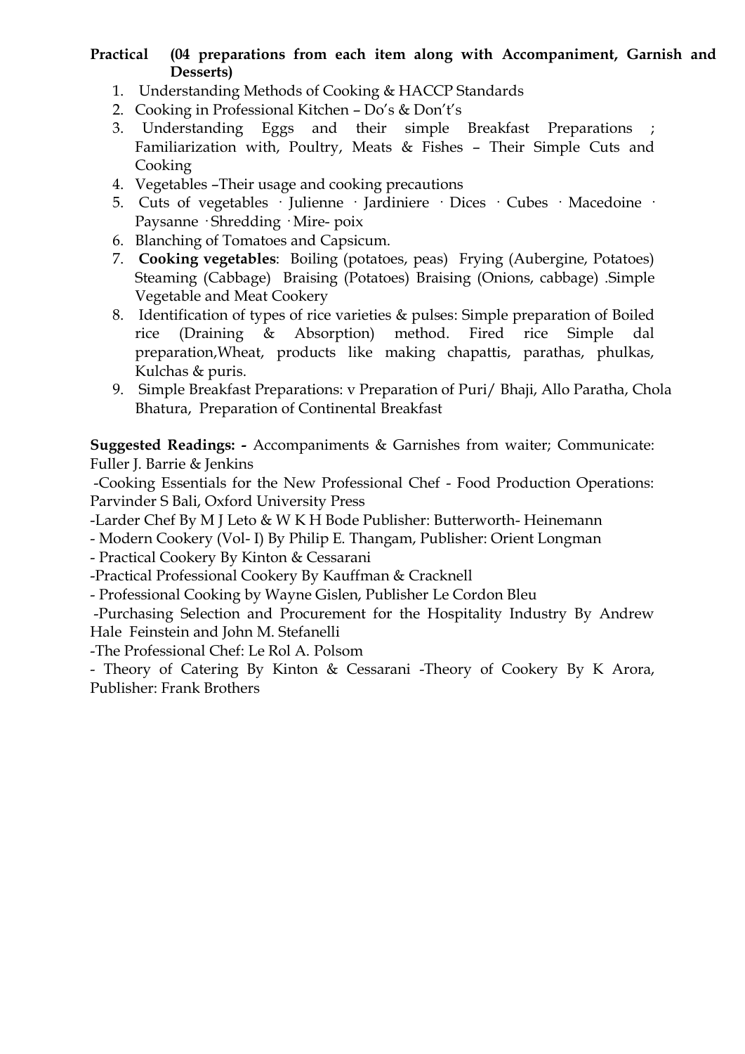**Practical (04 preparations from each item along with Accompaniment, Garnish and Desserts)**

1. Understanding Methods of Cooking & HACCP Standards
2. Cooking in Professional Kitchen – Do's & Don't's
3. Understanding Eggs and their simple Breakfast Preparations ; Familiarization with, Poultry, Meats & Fishes – Their Simple Cuts and Cooking
4. Vegetables –Their usage and cooking precautions
5. Cuts of vegetables · Julienne · Jardiniere · Dices · Cubes · Macedoine · Paysanne · Shredding · Mire- poix
6. Blanching of Tomatoes and Capsicum.
7. **Cooking vegetables**: Boiling (potatoes, peas) Frying (Aubergine, Potatoes) Steaming (Cabbage) Braising (Potatoes) Braising (Onions, cabbage) .Simple Vegetable and Meat Cookery
8. Identification of types of rice varieties & pulses: Simple preparation of Boiled rice (Draining & Absorption) method. Fired rice Simple dal preparation,Wheat, products like making chapattis, parathas, phulkas, Kulchas & puris.
9. Simple Breakfast Preparations: v Preparation of Puri/ Bhaji, Allo Paratha, Chola Bhatura, Preparation of Continental Breakfast

**Suggested Readings: -** Accompaniments & Garnishes from waiter; Communicate: Fuller J. Barrie & Jenkins

-Cooking Essentials for the New Professional Chef - Food Production Operations: Parvinder S Bali, Oxford University Press

-Larder Chef By M J Leto & W K H Bode Publisher: Butterworth- Heinemann

- Modern Cookery (Vol- I) By Philip E. Thangam, Publisher: Orient Longman

- Practical Cookery By Kinton & Cessarani

-Practical Professional Cookery By Kauffman & Cracknell

- Professional Cooking by Wayne Gislen, Publisher Le Cordon Bleu

-Purchasing Selection and Procurement for the Hospitality Industry By Andrew Hale Feinstein and John M. Stefanelli

-The Professional Chef: Le Rol A. Polsom

- Theory of Catering By Kinton & Cessarani -Theory of Cookery By K Arora, Publisher: Frank Brothers